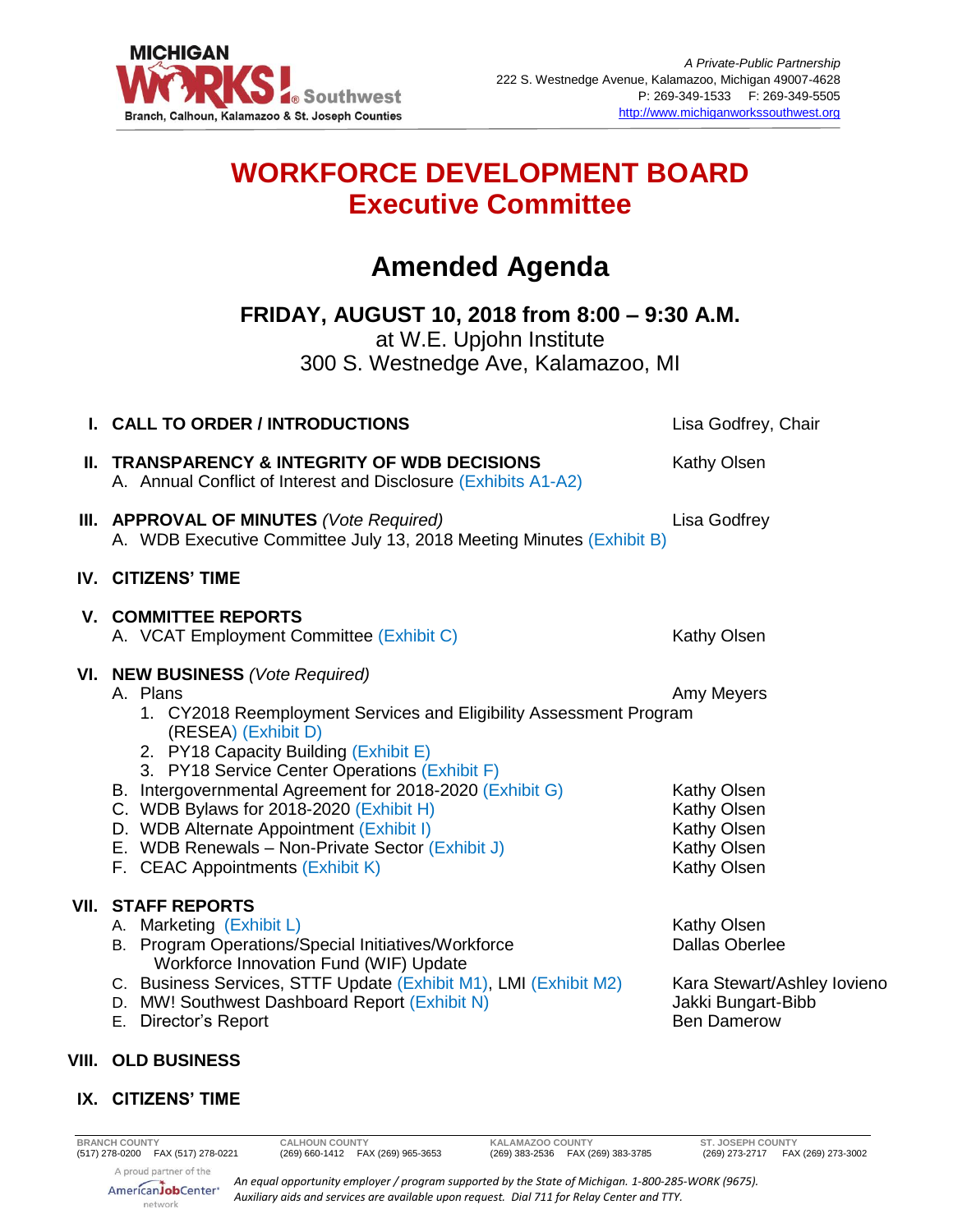MICHIGAN WORKS! Southwest
Branch, Calhoun, Kalamazoo & St. Joseph Counties

*A Private-Public Partnership*
222 S. Westnedge Avenue, Kalamazoo, Michigan 49007-4628
P: 269-349-1533 F: 269-349-5505
http://www.michiganworkssouthwest.org

# WORKFORCE DEVELOPMENT BOARD
## Executive Committee

# Amended Agenda

**FRIDAY, AUGUST 10, 2018 from 8:00 – 9:30 A.M.**
at W.E. Upjohn Institute
300 S. Westnedge Ave, Kalamazoo, MI

**I. CALL TO ORDER / INTRODUCTIONS** — Lisa Godfrey, Chair

**II. TRANSPARENCY & INTEGRITY OF WDB DECISIONS** — Kathy Olsen
- A. Annual Conflict of Interest and Disclosure (Exhibits A1-A2)

**III. APPROVAL OF MINUTES** *(Vote Required)* — Lisa Godfrey
- A. WDB Executive Committee July 13, 2018 Meeting Minutes (Exhibit B)

**IV. CITIZENS' TIME**

**V. COMMITTEE REPORTS**
- A. VCAT Employment Committee (Exhibit C) — Kathy Olsen

**VI. NEW BUSINESS** *(Vote Required)*
- A. Plans — Amy Meyers
  1. CY2018 Reemployment Services and Eligibility Assessment Program (RESEA) (Exhibit D)
  2. PY18 Capacity Building (Exhibit E)
  3. PY18 Service Center Operations (Exhibit F)
- B. Intergovernmental Agreement for 2018-2020 (Exhibit G) — Kathy Olsen
- C. WDB Bylaws for 2018-2020 (Exhibit H) — Kathy Olsen
- D. WDB Alternate Appointment (Exhibit I) — Kathy Olsen
- E. WDB Renewals – Non-Private Sector (Exhibit J) — Kathy Olsen
- F. CEAC Appointments (Exhibit K) — Kathy Olsen

**VII. STAFF REPORTS**
- A. Marketing (Exhibit L) — Kathy Olsen
- B. Program Operations/Special Initiatives/Workforce Workforce Innovation Fund (WIF) Update — Dallas Oberlee
- C. Business Services, STTF Update (Exhibit M1), LMI (Exhibit M2) — Kara Stewart/Ashley Iovieno
- D. MW! Southwest Dashboard Report (Exhibit N) — Jakki Bungart-Bibb
- E. Director's Report — Ben Damerow

**VIII. OLD BUSINESS**

**IX. CITIZENS' TIME**

| BRANCH COUNTY | CALHOUN COUNTY | KALAMAZOO COUNTY | ST. JOSEPH COUNTY |
|---|---|---|---|
| (517) 278-0200 FAX (517) 278-0221 | (269) 660-1412 FAX (269) 965-3653 | (269) 383-2536 FAX (269) 383-3785 | (269) 273-2717 FAX (269) 273-3002 |

A proud partner of the AmericanJobCenter network

*An equal opportunity employer / program supported by the State of Michigan. 1-800-285-WORK (9675).*
*Auxiliary aids and services are available upon request. Dial 711 for Relay Center and TTY.*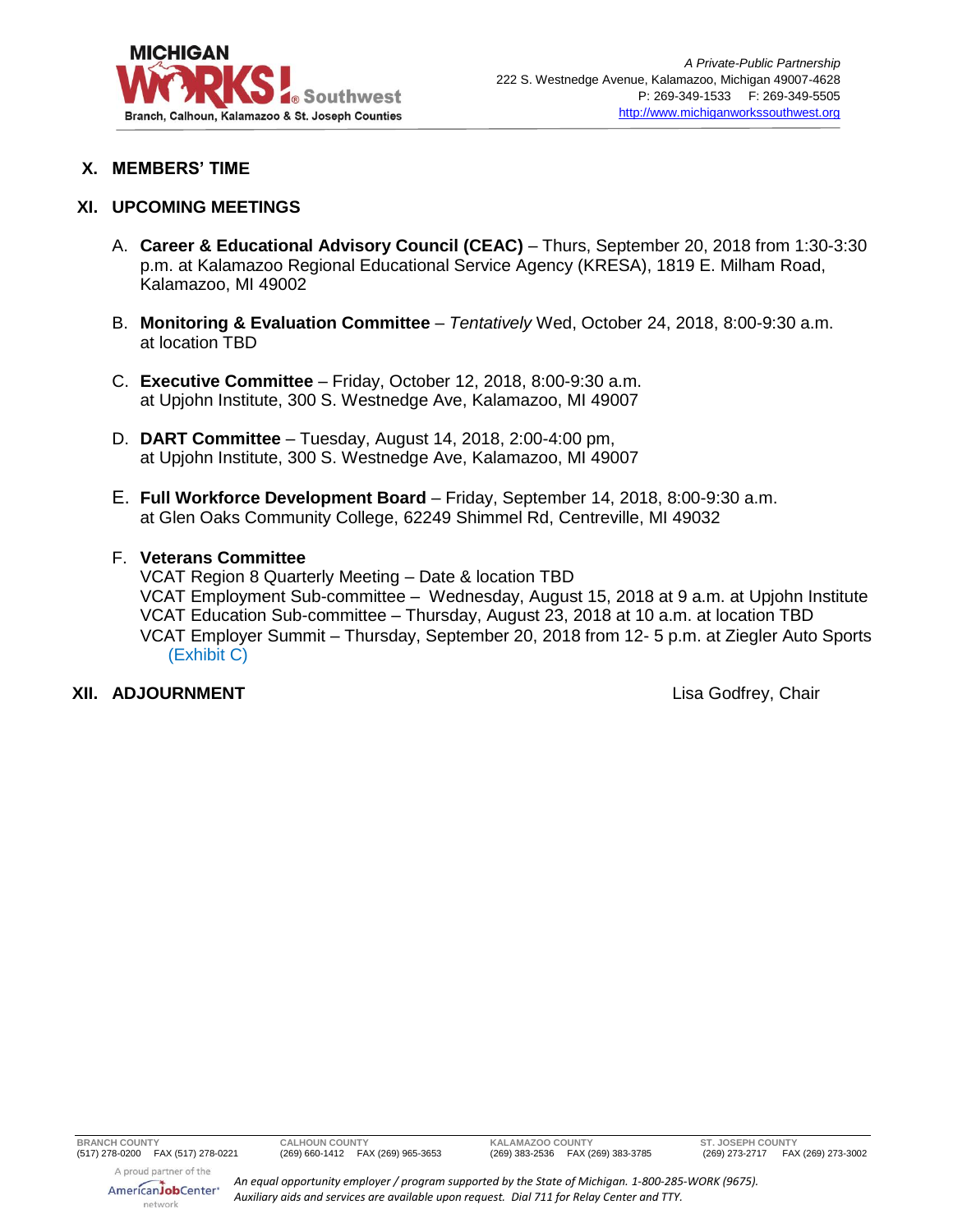## X. MEMBERS' TIME

## XI. UPCOMING MEETINGS

A. **Career & Educational Advisory Council (CEAC)** – Thurs, September 20, 2018 from 1:30-3:30 p.m. at Kalamazoo Regional Educational Service Agency (KRESA), 1819 E. Milham Road, Kalamazoo, MI 49002

B. **Monitoring & Evaluation Committee** – *Tentatively* Wed, October 24, 2018, 8:00-9:30 a.m. at location TBD

C. **Executive Committee** – Friday, October 12, 2018, 8:00-9:30 a.m. at Upjohn Institute, 300 S. Westnedge Ave, Kalamazoo, MI 49007

D. **DART Committee** – Tuesday, August 14, 2018, 2:00-4:00 pm, at Upjohn Institute, 300 S. Westnedge Ave, Kalamazoo, MI 49007

E. **Full Workforce Development Board** – Friday, September 14, 2018, 8:00-9:30 a.m. at Glen Oaks Community College, 62249 Shimmel Rd, Centreville, MI 49032

F. **Veterans Committee**
VCAT Region 8 Quarterly Meeting – Date & location TBD
VCAT Employment Sub-committee – Wednesday, August 15, 2018 at 9 a.m. at Upjohn Institute
VCAT Education Sub-committee – Thursday, August 23, 2018 at 10 a.m. at location TBD
VCAT Employer Summit – Thursday, September 20, 2018 from 12- 5 p.m. at Ziegler Auto Sports (Exhibit C)

## XII. ADJOURNMENT

Lisa Godfrey, Chair